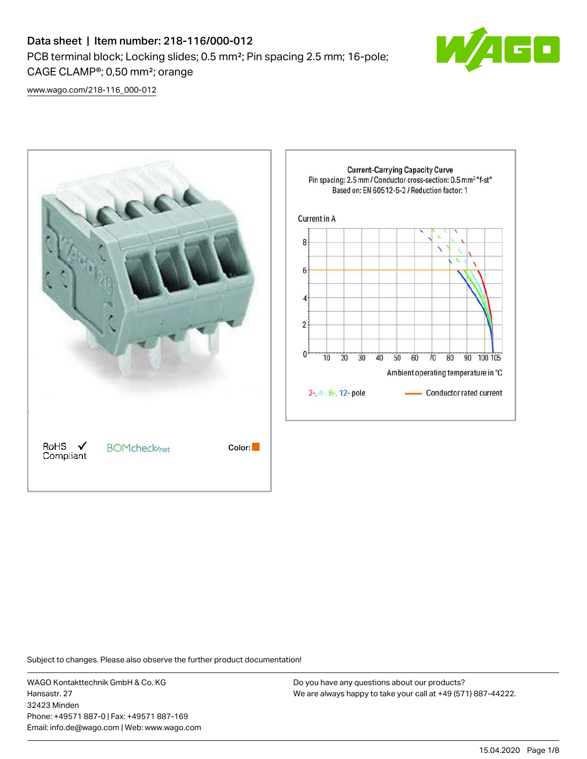# Data sheet | Item number: 218-116/000-012

PCB terminal block; Locking slides; 0.5 mm²; Pin spacing 2.5 mm; 16-pole; CAGE CLAMP®; 0,50 mm²; orange

www.wago.com/218-116_000-012

RoHS ✓ Compliant

BOMcheck.net

Color:

Current-Carrying Capacity Curve
Pin spacing: 2.5 mm / Conductor cross-section: 0.5 mm² "f-st"
Based on: EN 60512-5-2 / Reduction factor: 1

Current in A

Ambient operating temperature in °C

2-, 4-, 6-, 12- pole

Conductor rated current

Subject to changes. Please also observe the further product documentation!

WAGO Kontakttechnik GmbH & Co. KG
Hansastr. 27
32423 Minden
Phone: +49571 887-0 | Fax: +49571 887-169
Email: info.de@wago.com | Web: www.wago.com

Do you have any questions about our products?
We are always happy to take your call at +49 (571) 887-44222.

15.04.2020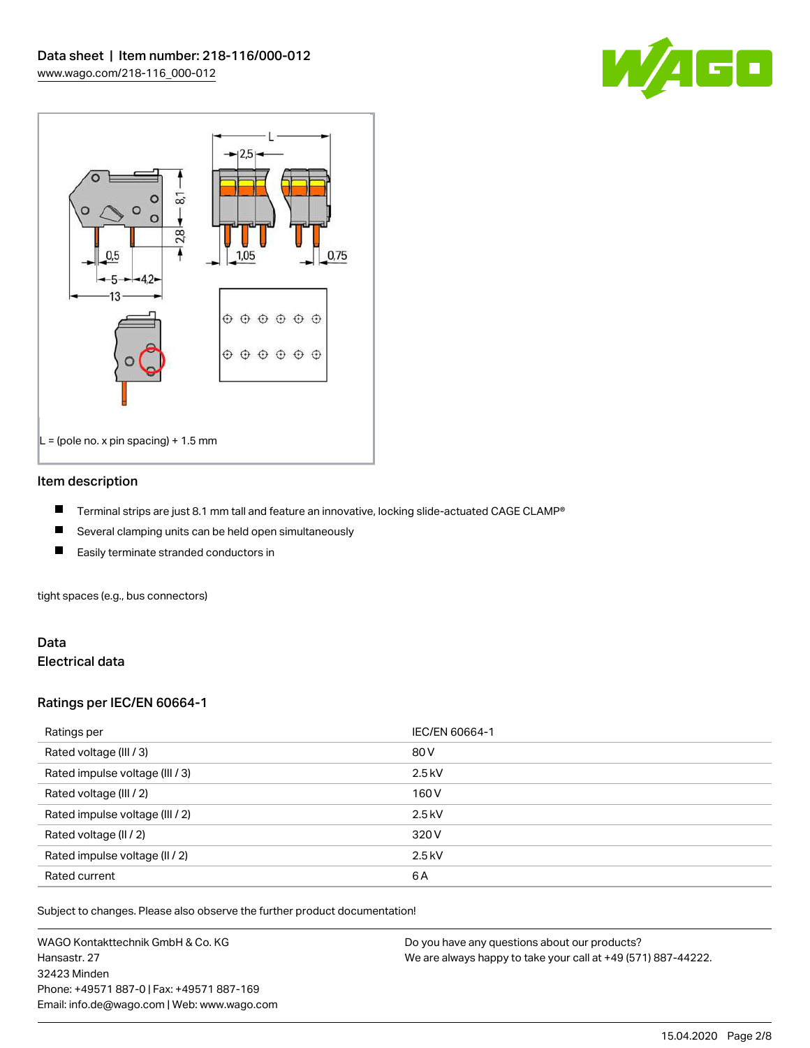L = (pole no. x pin spacing) + 1.5 mm

## Item description

- Terminal strips are just 8.1 mm tall and feature an innovative, locking slide-actuated CAGE CLAMP®
- Several clamping units can be held open simultaneously
- Easily terminate stranded conductors in

tight spaces (e.g., bus connectors)

## Data

### Electrical data

### Ratings per IEC/EN 60664-1

| Ratings per | IEC/EN 60664-1 |
|---|---|
| Rated voltage (III / 3) | 80 V |
| Rated impulse voltage (III / 3) | 2.5 kV |
| Rated voltage (III / 2) | 160 V |
| Rated impulse voltage (III / 2) | 2.5 kV |
| Rated voltage (II / 2) | 320 V |
| Rated impulse voltage (II / 2) | 2.5 kV |
| Rated current | 6 A |

Subject to changes. Please also observe the further product documentation!

WAGO Kontakttechnik GmbH & Co. KG
Hansastr. 27
32423 Minden
Phone: +49571 887-0 | Fax: +49571 887-169
Email: info.de@wago.com | Web: www.wago.com

Do you have any questions about our products?
We are always happy to take your call at +49 (571) 887-44222.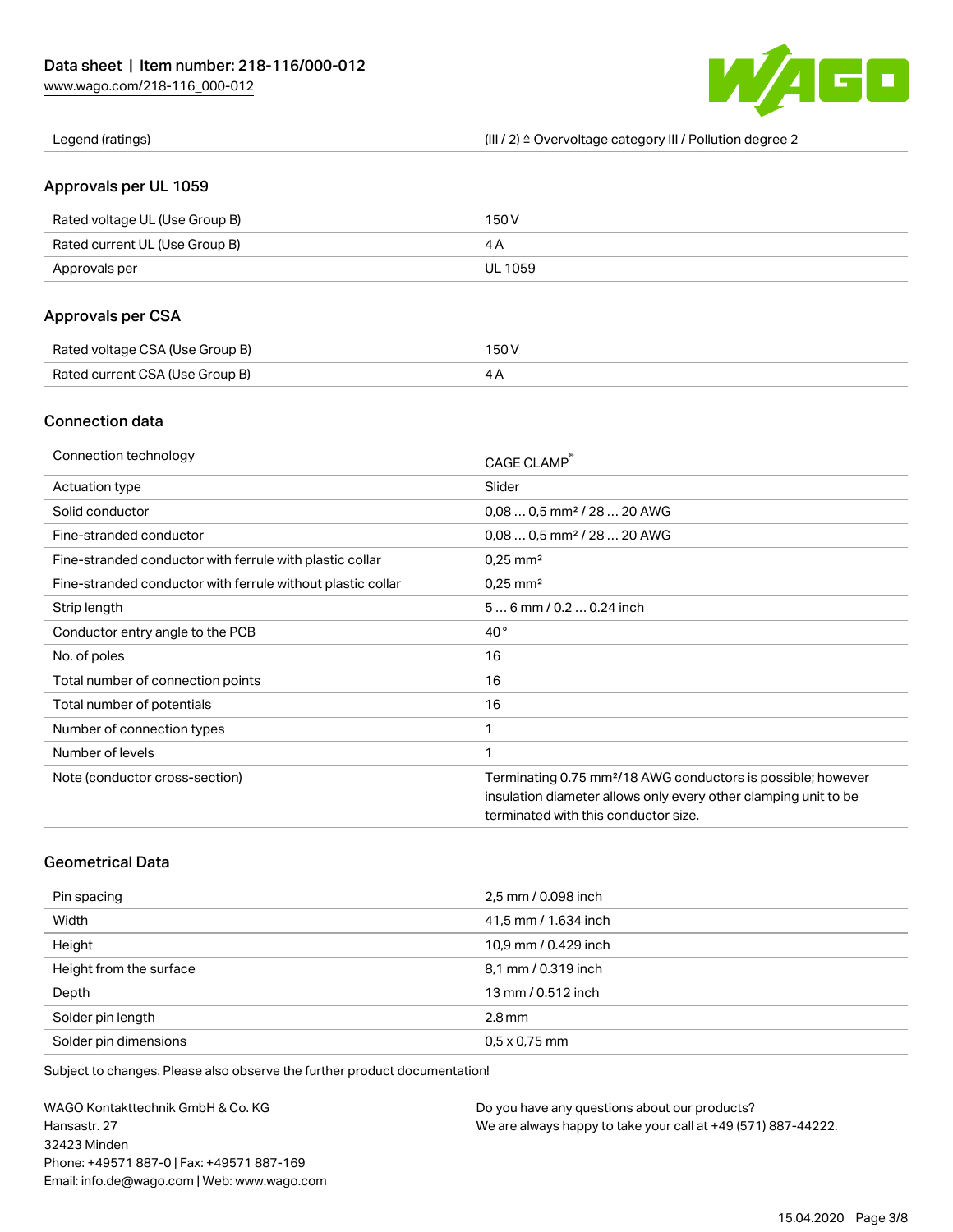| Legend (ratings) | (III / 2) ≙ Overvoltage category III / Pollution degree 2 |
| --- | --- |

## Approvals per UL 1059

| Rated voltage UL (Use Group B) | 150 V |
| --- | --- |
| Rated current UL (Use Group B) | 4 A |
| Approvals per | UL 1059 |

## Approvals per CSA

| Rated voltage CSA (Use Group B) | 150 V |
| --- | --- |
| Rated current CSA (Use Group B) | 4 A |

## Connection data

| Connection technology | CAGE CLAMP® |
| --- | --- |
| Actuation type | Slider |
| Solid conductor | 0,08 … 0,5 mm² / 28 … 20 AWG |
| Fine-stranded conductor | 0,08 … 0,5 mm² / 28 … 20 AWG |
| Fine-stranded conductor with ferrule with plastic collar | 0,25 mm² |
| Fine-stranded conductor with ferrule without plastic collar | 0,25 mm² |
| Strip length | 5 … 6 mm / 0.2 … 0.24 inch |
| Conductor entry angle to the PCB | 40 ° |
| No. of poles | 16 |
| Total number of connection points | 16 |
| Total number of potentials | 16 |
| Number of connection types | 1 |
| Number of levels | 1 |
| Note (conductor cross-section) | Terminating 0.75 mm²/18 AWG conductors is possible; however insulation diameter allows only every other clamping unit to be terminated with this conductor size. |

## Geometrical Data

| Pin spacing | 2,5 mm / 0.098 inch |
| --- | --- |
| Width | 41,5 mm / 1.634 inch |
| Height | 10,9 mm / 0.429 inch |
| Height from the surface | 8,1 mm / 0.319 inch |
| Depth | 13 mm / 0.512 inch |
| Solder pin length | 2.8 mm |
| Solder pin dimensions | 0,5 x 0,75 mm |

Subject to changes. Please also observe the further product documentation!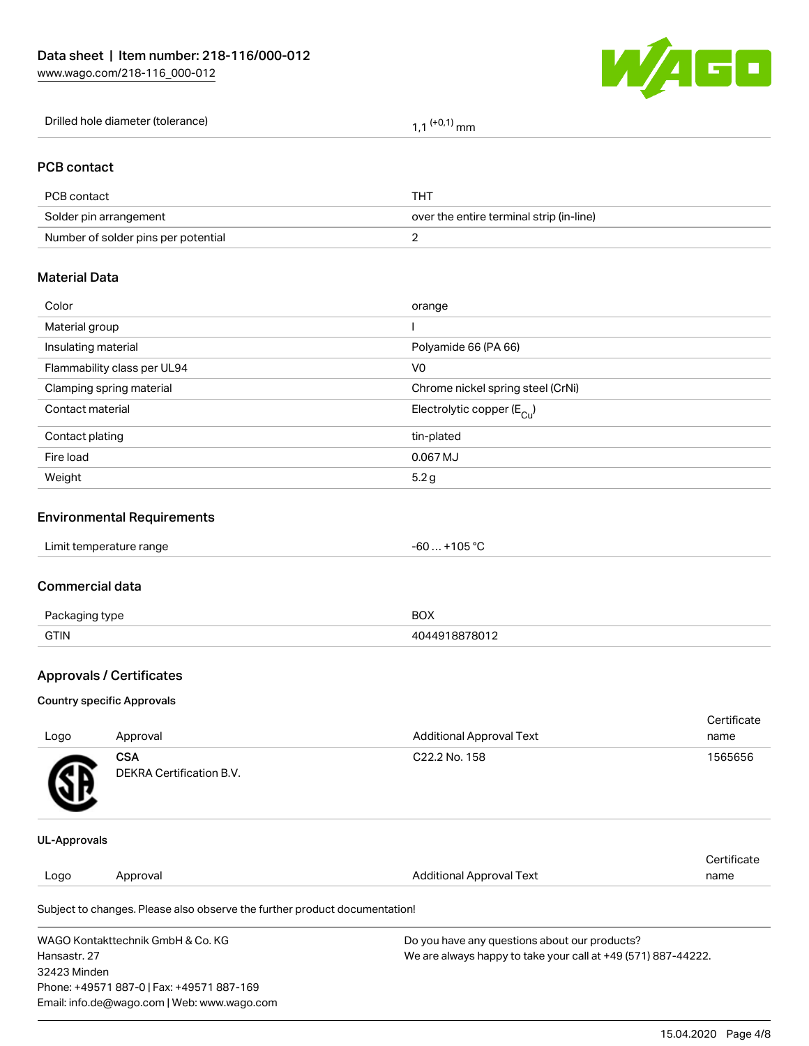| Drilled hole diameter (tolerance) | $1,1^{(+0,1)}$ mm |
|---|---|

## PCB contact

| PCB contact | THT |
|---|---|
| Solder pin arrangement | over the entire terminal strip (in-line) |
| Number of solder pins per potential | 2 |

## Material Data

| Color | orange |
|---|---|
| Material group | I |
| Insulating material | Polyamide 66 (PA 66) |
| Flammability class per UL94 | V0 |
| Clamping spring material | Chrome nickel spring steel (CrNi) |
| Contact material | Electrolytic copper ($E_{Cu}$) |
| Contact plating | tin-plated |
| Fire load | 0.067 MJ |
| Weight | 5.2 g |

## Environmental Requirements

| Limit temperature range | -60 … +105 °C |
|---|---|

## Commercial data

| Packaging type | BOX |
|---|---|
| GTIN | 4044918878012 |

## Approvals / Certificates

### Country specific Approvals

| Logo | Approval | Additional Approval Text | Certificate name |
|---|---|---|---|
| | **CSA** DEKRA Certification B.V. | C22.2 No. 158 | 1565656 |

### UL-Approvals

| Logo | Approval | Additional Approval Text | Certificate name |
|---|---|---|---|

Subject to changes. Please also observe the further product documentation!

WAGO Kontakttechnik GmbH & Co. KG
Hansastr. 27
32423 Minden
Phone: +49571 887-0 | Fax: +49571 887-169
Email: info.de@wago.com | Web: www.wago.com

Do you have any questions about our products?
We are always happy to take your call at +49 (571) 887-44222.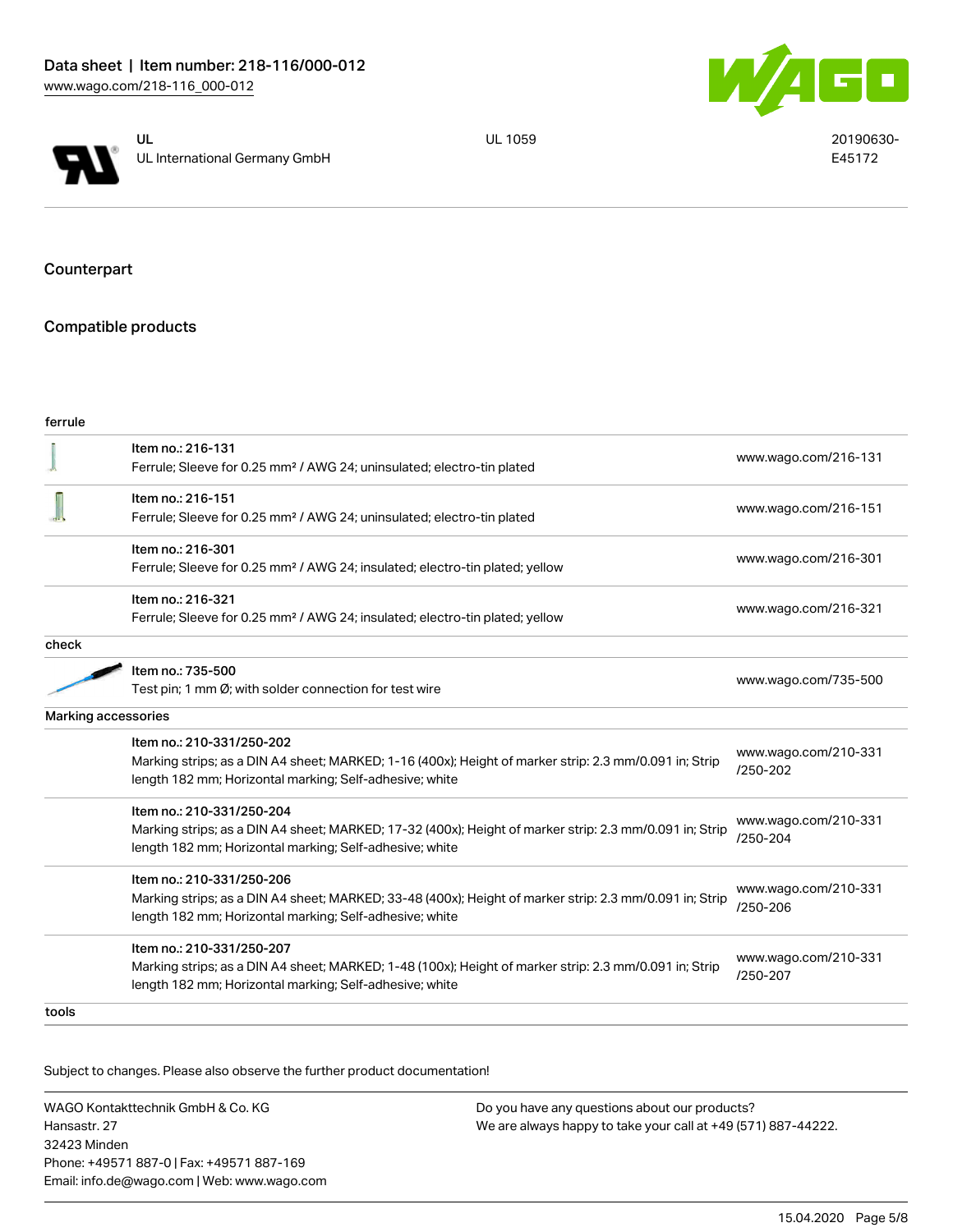| | | | |
|---|---|---|---|
| | UL<br>UL International Germany GmbH | UL 1059 | 20190630-E45172 |

## Counterpart

## Compatible products

| | | |
|---|---|---|
| **ferrule** | | |
| | Item no.: 216-131<br>Ferrule; Sleeve for 0.25 mm² / AWG 24; uninsulated; electro-tin plated | www.wago.com/216-131 |
| | Item no.: 216-151<br>Ferrule; Sleeve for 0.25 mm² / AWG 24; uninsulated; electro-tin plated | www.wago.com/216-151 |
| | Item no.: 216-301<br>Ferrule; Sleeve for 0.25 mm² / AWG 24; insulated; electro-tin plated; yellow | www.wago.com/216-301 |
| | Item no.: 216-321<br>Ferrule; Sleeve for 0.25 mm² / AWG 24; insulated; electro-tin plated; yellow | www.wago.com/216-321 |
| **check** | | |
| | Item no.: 735-500<br>Test pin; 1 mm Ø; with solder connection for test wire | www.wago.com/735-500 |
| **Marking accessories** | | |
| | Item no.: 210-331/250-202<br>Marking strips; as a DIN A4 sheet; MARKED; 1-16 (400x); Height of marker strip: 2.3 mm/0.091 in; Strip length 182 mm; Horizontal marking; Self-adhesive; white | www.wago.com/210-331/250-202 |
| | Item no.: 210-331/250-204<br>Marking strips; as a DIN A4 sheet; MARKED; 17-32 (400x); Height of marker strip: 2.3 mm/0.091 in; Strip length 182 mm; Horizontal marking; Self-adhesive; white | www.wago.com/210-331/250-204 |
| | Item no.: 210-331/250-206<br>Marking strips; as a DIN A4 sheet; MARKED; 33-48 (400x); Height of marker strip: 2.3 mm/0.091 in; Strip length 182 mm; Horizontal marking; Self-adhesive; white | www.wago.com/210-331/250-206 |
| | Item no.: 210-331/250-207<br>Marking strips; as a DIN A4 sheet; MARKED; 1-48 (100x); Height of marker strip: 2.3 mm/0.091 in; Strip length 182 mm; Horizontal marking; Self-adhesive; white | www.wago.com/210-331/250-207 |
| **tools** | | |

Subject to changes. Please also observe the further product documentation!

WAGO Kontakttechnik GmbH & Co. KG
Hansastr. 27
32423 Minden
Phone: +49571 887-0 | Fax: +49571 887-169
Email: info.de@wago.com | Web: www.wago.com

Do you have any questions about our products?
We are always happy to take your call at +49 (571) 887-44222.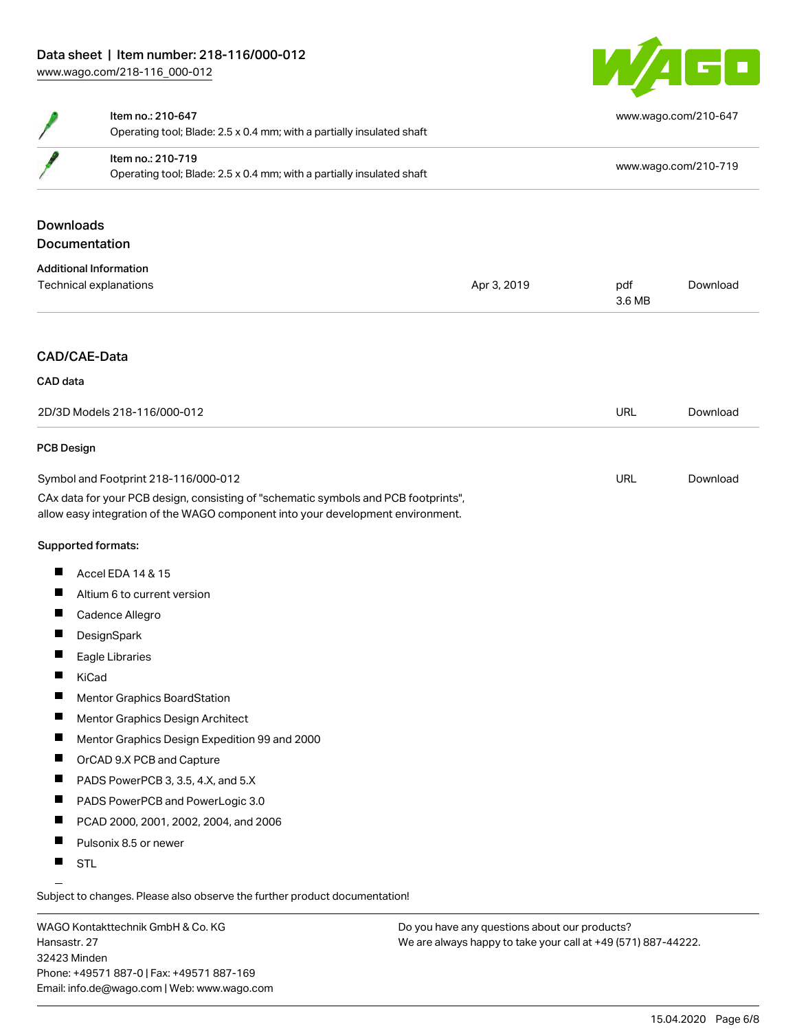| | | |
|---|---|---|
| | Item no.: 210-647<br>Operating tool; Blade: 2.5 x 0.4 mm; with a partially insulated shaft | www.wago.com/210-647 |
| | Item no.: 210-719<br>Operating tool; Blade: 2.5 x 0.4 mm; with a partially insulated shaft | www.wago.com/210-719 |

## Downloads

## Documentation

### Additional Information

| | | | |
|---|---|---|---|
| Technical explanations | Apr 3, 2019 | pdf<br>3.6 MB | Download |

## CAD/CAE-Data

### CAD data

| | | |
|---|---|---|
| 2D/3D Models 218-116/000-012 | URL | Download |

### PCB Design

| | | |
|---|---|---|
| Symbol and Footprint 218-116/000-012 | URL | Download |

CAx data for your PCB design, consisting of "schematic symbols and PCB footprints", allow easy integration of the WAGO component into your development environment.

**Supported formats:**

- Accel EDA 14 & 15
- Altium 6 to current version
- Cadence Allegro
- DesignSpark
- Eagle Libraries
- KiCad
- Mentor Graphics BoardStation
- Mentor Graphics Design Architect
- Mentor Graphics Design Expedition 99 and 2000
- OrCAD 9.X PCB and Capture
- PADS PowerPCB 3, 3.5, 4.X, and 5.X
- PADS PowerPCB and PowerLogic 3.0
- PCAD 2000, 2001, 2002, 2004, and 2006
- Pulsonix 8.5 or newer
- STL

Subject to changes. Please also observe the further product documentation!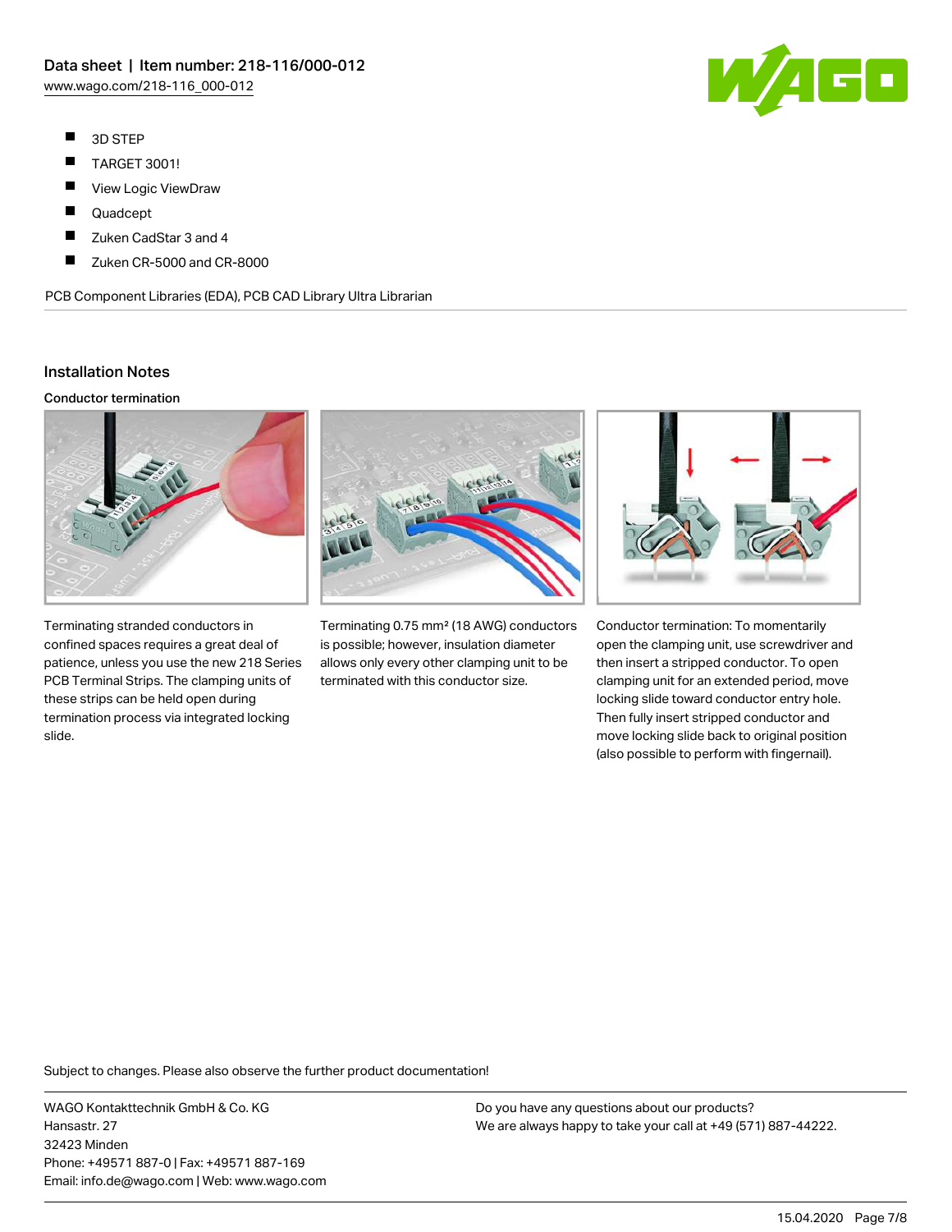- 3D STEP
- TARGET 3001!
- View Logic ViewDraw
- Quadcept
- Zuken CadStar 3 and 4
- Zuken CR-5000 and CR-8000

PCB Component Libraries (EDA), PCB CAD Library Ultra Librarian

## Installation Notes

### Conductor termination

Terminating stranded conductors in confined spaces requires a great deal of patience, unless you use the new 218 Series PCB Terminal Strips. The clamping units of these strips can be held open during termination process via integrated locking slide.

Terminating 0.75 mm² (18 AWG) conductors is possible; however, insulation diameter allows only every other clamping unit to be terminated with this conductor size.

Conductor termination: To momentarily open the clamping unit, use screwdriver and then insert a stripped conductor. To open clamping unit for an extended period, move locking slide toward conductor entry hole. Then fully insert stripped conductor and move locking slide back to original position (also possible to perform with fingernail).

Subject to changes. Please also observe the further product documentation!

WAGO Kontakttechnik GmbH & Co. KG
Hansastr. 27
32423 Minden
Phone: +49571 887-0 | Fax: +49571 887-169
Email: info.de@wago.com | Web: www.wago.com

Do you have any questions about our products?
We are always happy to take your call at +49 (571) 887-44222.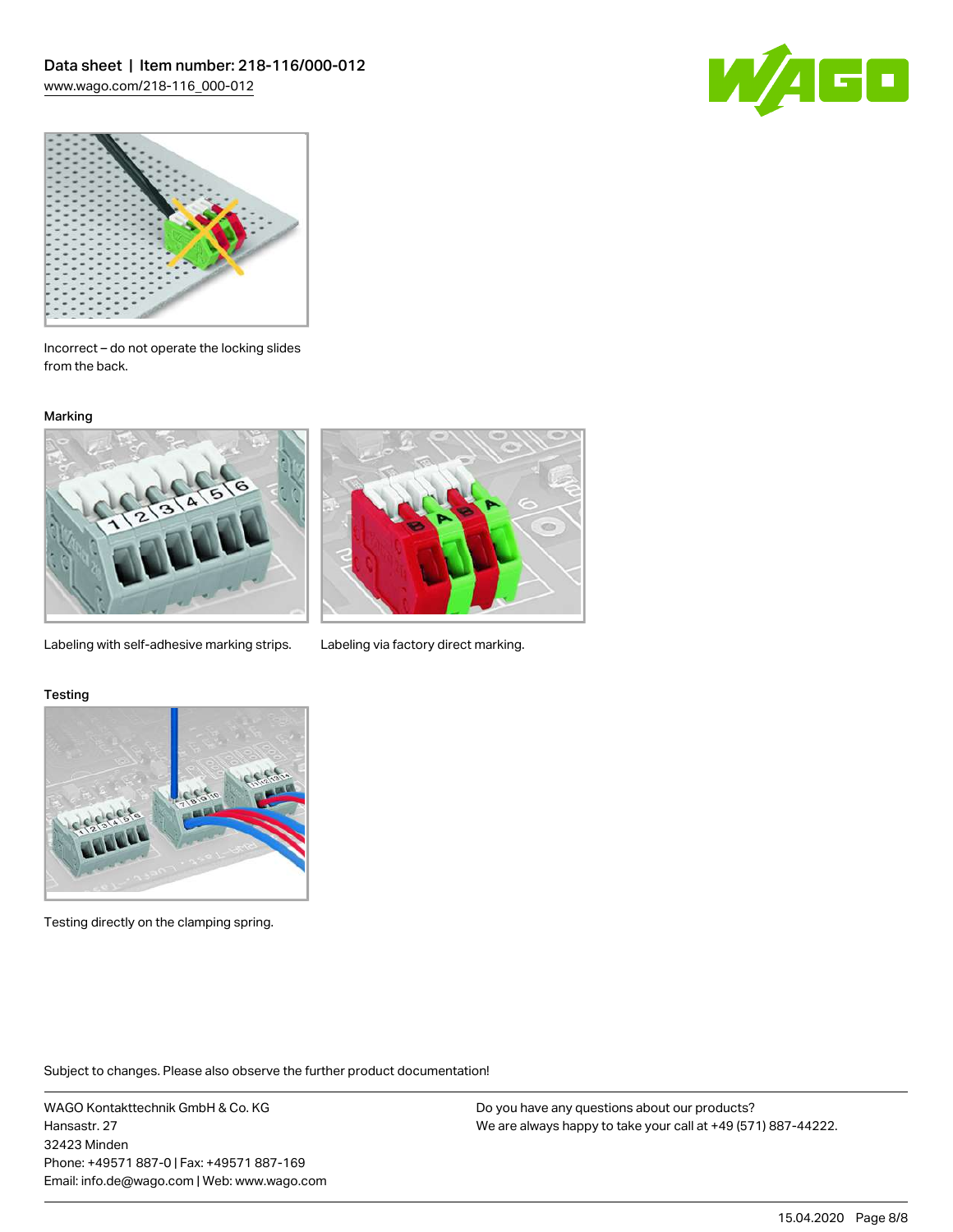Incorrect – do not operate the locking slides from the back.

## Marking

Labeling with self-adhesive marking strips.

Labeling via factory direct marking.

## Testing

Testing directly on the clamping spring.

Subject to changes. Please also observe the further product documentation!

WAGO Kontakttechnik GmbH & Co. KG
Hansastr. 27
32423 Minden
Phone: +49571 887-0 | Fax: +49571 887-169
Email: info.de@wago.com | Web: www.wago.com

Do you have any questions about our products?
We are always happy to take your call at +49 (571) 887-44222.